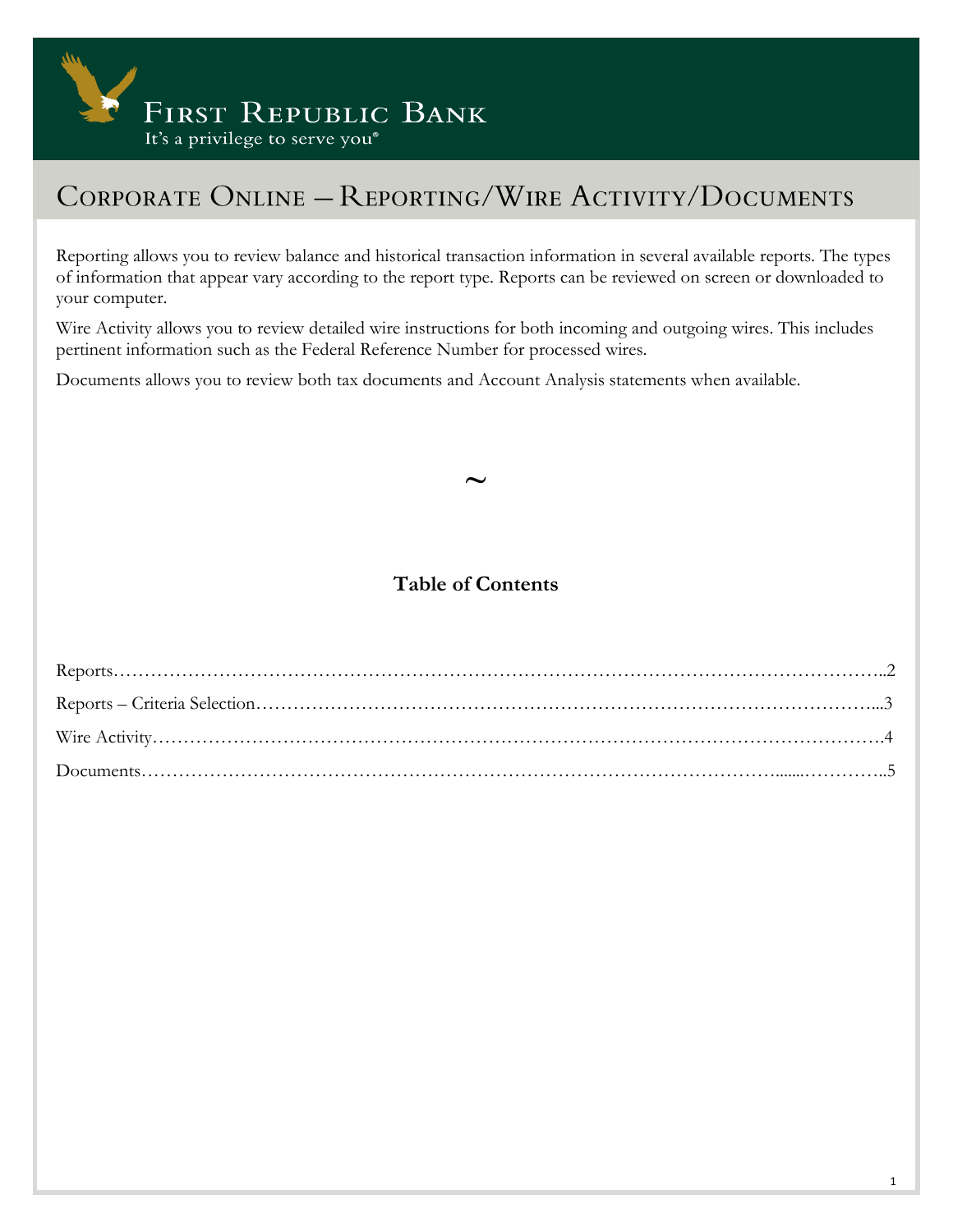First Republic Bank

It's a privilege to serve you®

# Corporate Online – Reporting/Wire Activity/Documents

Reporting allows you to review balance and historical transaction information in several available reports. The types of information that appear vary according to the report type. Reports can be reviewed on screen or downloaded to your computer.

Wire Activity allows you to review detailed wire instructions for both incoming and outgoing wires. This includes pertinent information such as the Federal Reference Number for processed wires.

Documents allows you to review both tax documents and Account Analysis statements when available.

~

## Table of Contents

Reports……………………………………………………………………………………………………………..2

Reports – Criteria Selection………………………………………………………………………………………...3

Wire Activity……………………………………………………………………………………………………….4

Documents………………………………………………………………………………………......……………..5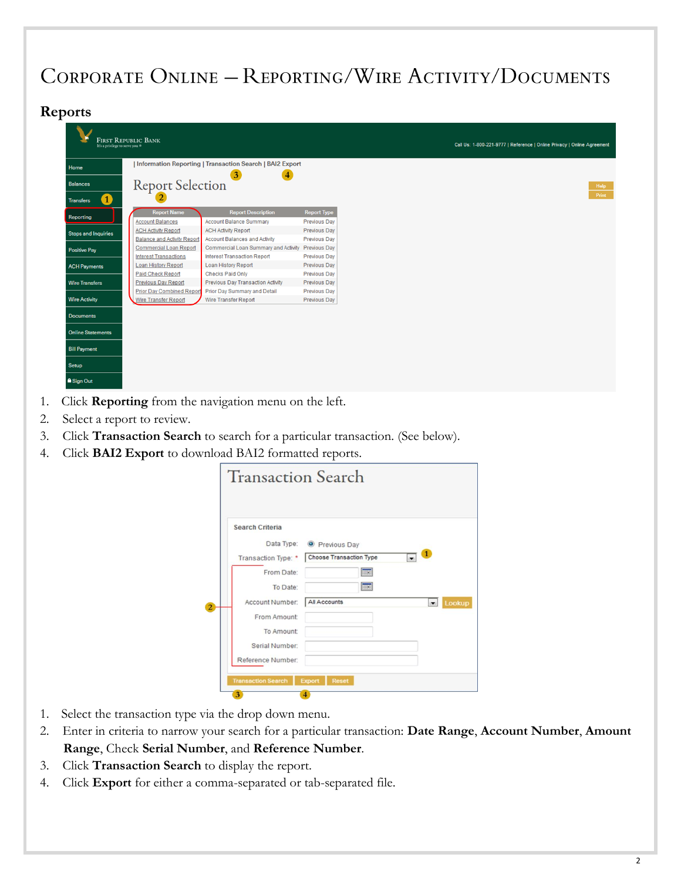# Corporate Online – Reporting/Wire Activity/Documents

## Reports

1. Click **Reporting** from the navigation menu on the left.
2. Select a report to review.
3. Click **Transaction Search** to search for a particular transaction. (See below).
4. Click **BAI2 Export** to download BAI2 formatted reports.

1. Select the transaction type via the drop down menu.
2. Enter in criteria to narrow your search for a particular transaction: **Date Range**, **Account Number**, **Amount Range**, Check **Serial Number**, and **Reference Number**.
3. Click **Transaction Search** to display the report.
4. Click **Export** for either a comma-separated or tab-separated file.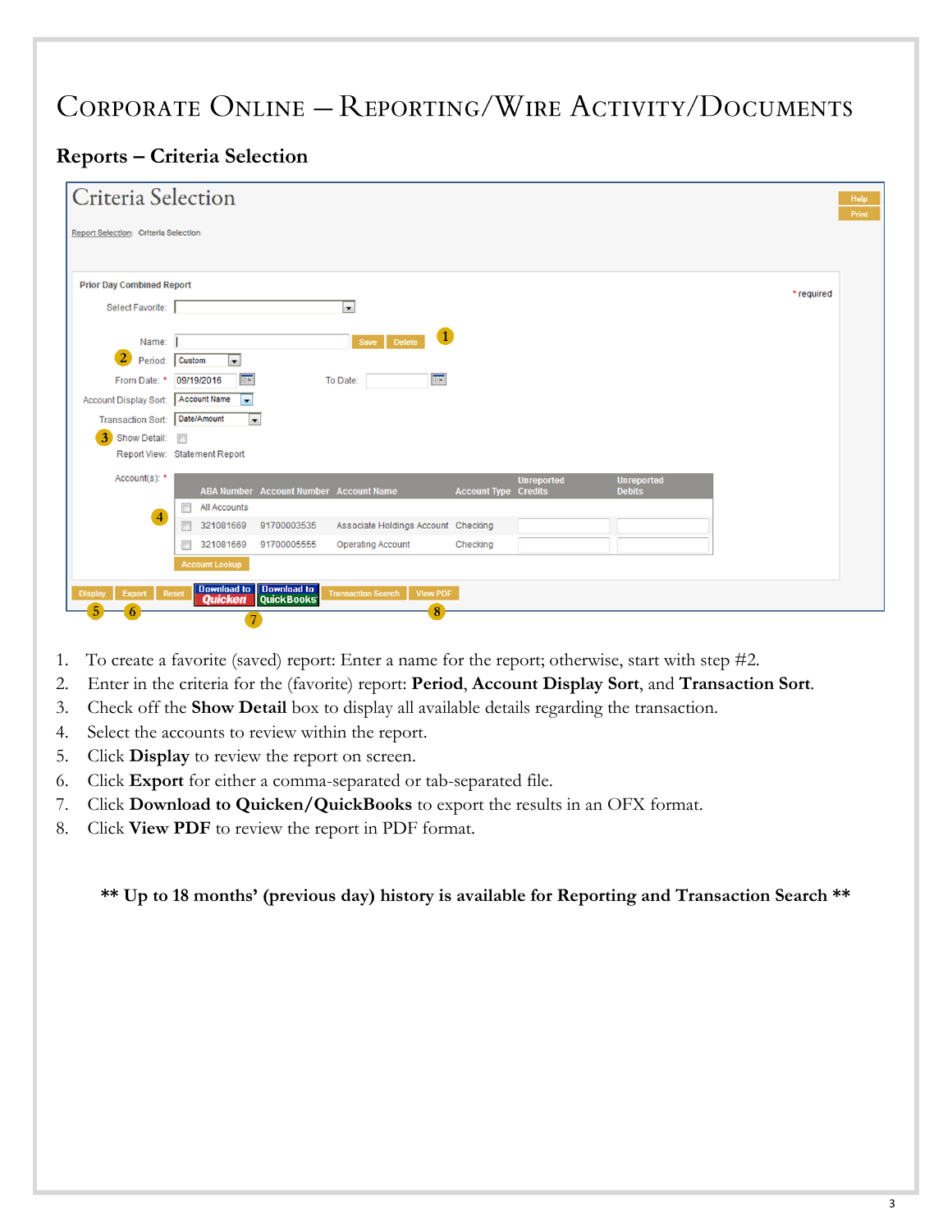# Corporate Online – Reporting/Wire Activity/Documents

## Reports – Criteria Selection

1. To create a favorite (saved) report: Enter a name for the report; otherwise, start with step #2.
2. Enter in the criteria for the (favorite) report: **Period**, **Account Display Sort**, and **Transaction Sort**.
3. Check off the **Show Detail** box to display all available details regarding the transaction.
4. Select the accounts to review within the report.
5. Click **Display** to review the report on screen.
6. Click **Export** for either a comma-separated or tab-separated file.
7. Click **Download to Quicken/QuickBooks** to export the results in an OFX format.
8. Click **View PDF** to review the report in PDF format.

**\*\* Up to 18 months' (previous day) history is available for Reporting and Transaction Search \*\***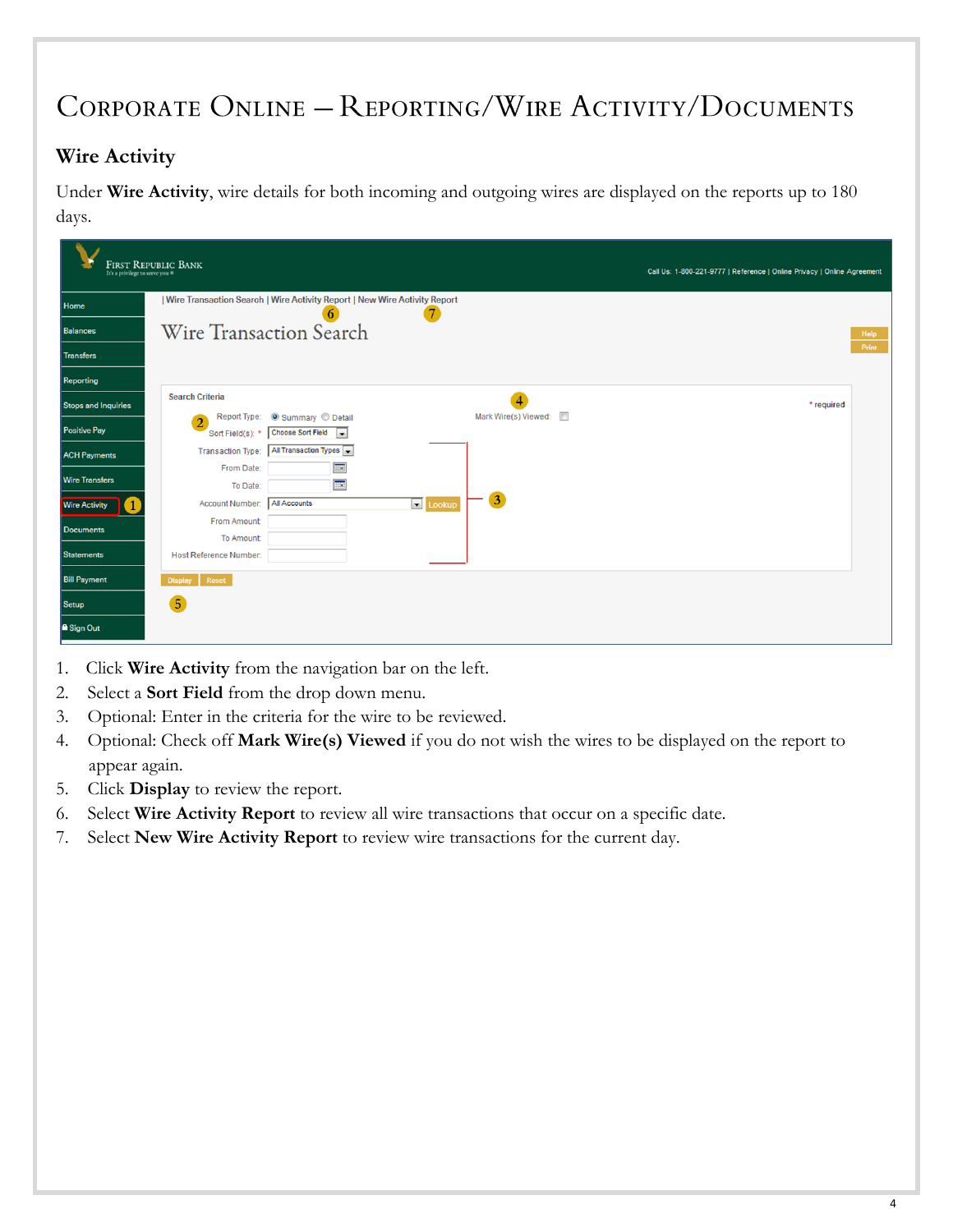# Corporate Online – Reporting/Wire Activity/Documents

## Wire Activity

Under **Wire Activity**, wire details for both incoming and outgoing wires are displayed on the reports up to 180 days.

1. Click **Wire Activity** from the navigation bar on the left.
2. Select a **Sort Field** from the drop down menu.
3. Optional: Enter in the criteria for the wire to be reviewed.
4. Optional: Check off **Mark Wire(s) Viewed** if you do not wish the wires to be displayed on the report to appear again.
5. Click **Display** to review the report.
6. Select **Wire Activity Report** to review all wire transactions that occur on a specific date.
7. Select **New Wire Activity Report** to review wire transactions for the current day.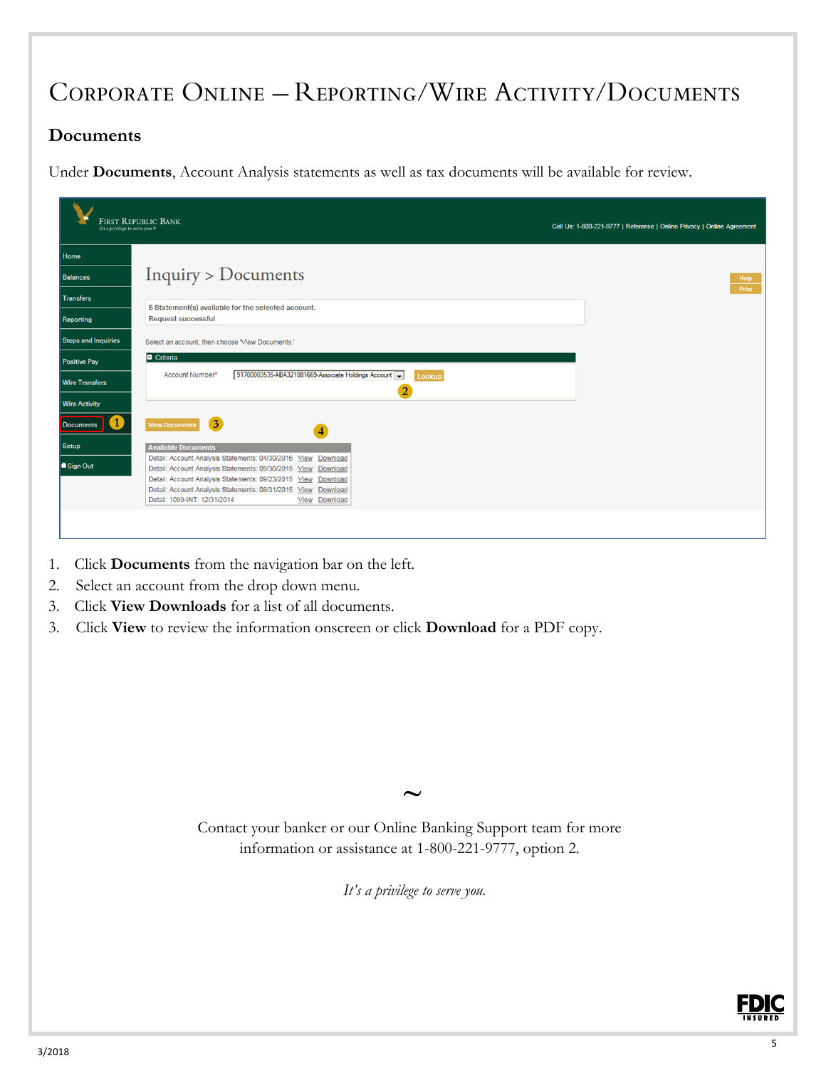# Corporate Online – Reporting/Wire Activity/Documents

## Documents

Under **Documents**, Account Analysis statements as well as tax documents will be available for review.

1. Click **Documents** from the navigation bar on the left.
2. Select an account from the drop down menu.
3. Click **View Downloads** for a list of all documents.
3. Click **View** to review the information onscreen or click **Download** for a PDF copy.

~

Contact your banker or our Online Banking Support team for more information or assistance at 1-800-221-9777, option 2.

*It's a privilege to serve you.*

3/2018